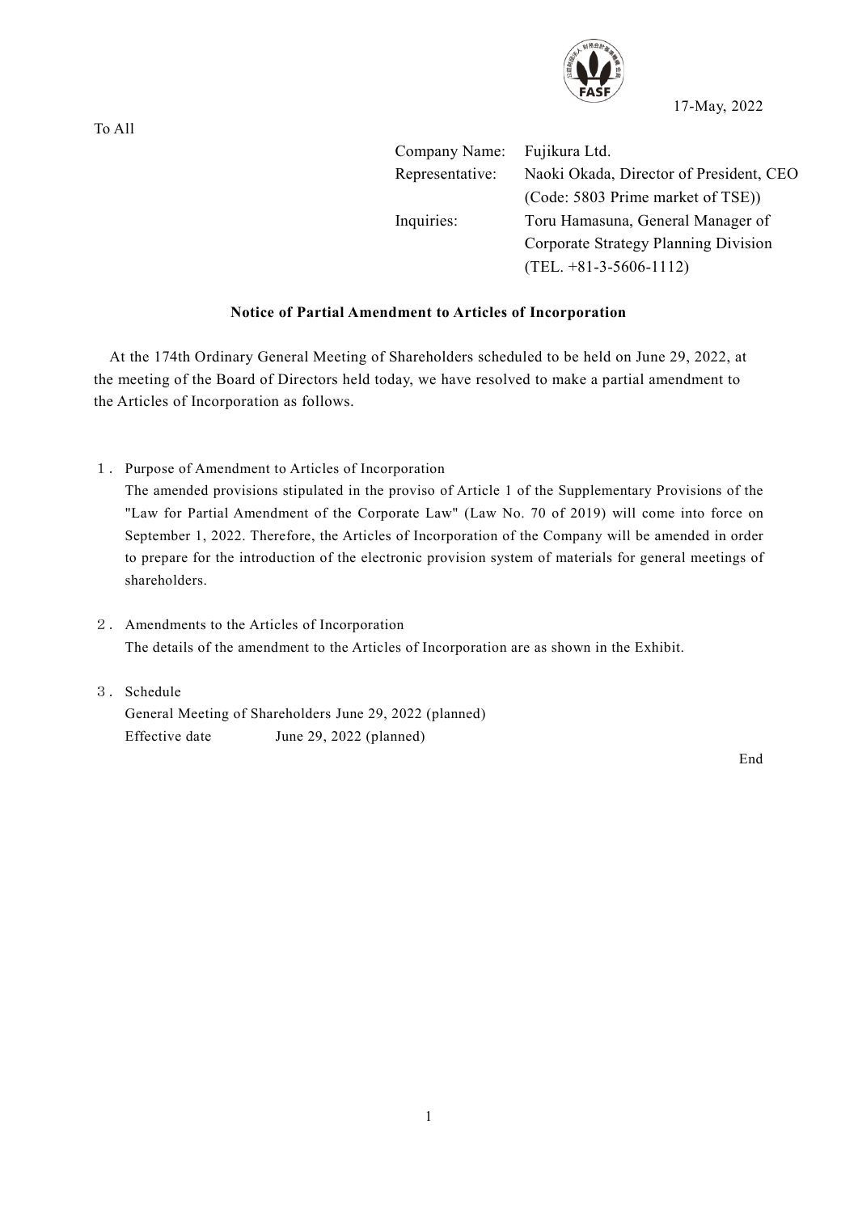17-May, 2022

To All

| | |
|---|---|
| Company Name: | Fujikura Ltd. |
| Representative: | Naoki Okada, Director of President, CEO<br>(Code: 5803 Prime market of TSE)) |
| Inquiries: | Toru Hamasuna, General Manager of Corporate Strategy Planning Division<br>(TEL. +81-3-5606-1112) |

**Notice of Partial Amendment to Articles of Incorporation**

At the 174th Ordinary General Meeting of Shareholders scheduled to be held on June 29, 2022, at the meeting of the Board of Directors held today, we have resolved to make a partial amendment to the Articles of Incorporation as follows.

1. Purpose of Amendment to Articles of Incorporation

   The amended provisions stipulated in the proviso of Article 1 of the Supplementary Provisions of the "Law for Partial Amendment of the Corporate Law" (Law No. 70 of 2019) will come into force on September 1, 2022. Therefore, the Articles of Incorporation of the Company will be amended in order to prepare for the introduction of the electronic provision system of materials for general meetings of shareholders.

2. Amendments to the Articles of Incorporation

   The details of the amendment to the Articles of Incorporation are as shown in the Exhibit.

3. Schedule

   General Meeting of Shareholders June 29, 2022 (planned)

   Effective date June 29, 2022 (planned)

End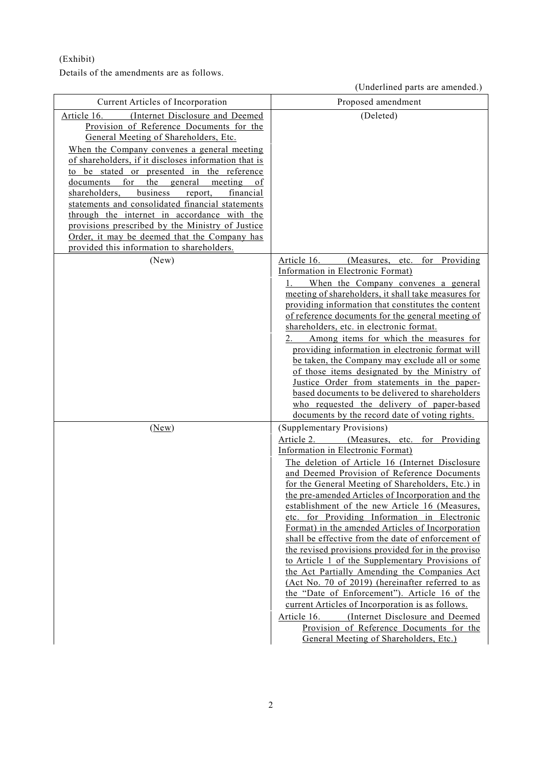(Exhibit)

Details of the amendments are as follows.

(Underlined parts are amended.)

| Current Articles of Incorporation | Proposed amendment |
|---|---|
| Article 16. (Internet Disclosure and Deemed Provision of Reference Documents for the General Meeting of Shareholders, Etc.<br>When the Company convenes a general meeting of shareholders, if it discloses information that is to be stated or presented in the reference documents for the general meeting of shareholders, business report, financial statements and consolidated financial statements through the internet in accordance with the provisions prescribed by the Ministry of Justice Order, it may be deemed that the Company has provided this information to shareholders. | (Deleted) |
| (New) | Article 16. (Measures, etc. for Providing Information in Electronic Format)<br>1. When the Company convenes a general meeting of shareholders, it shall take measures for providing information that constitutes the content of reference documents for the general meeting of shareholders, etc. in electronic format.<br>2. Among items for which the measures for providing information in electronic format will be taken, the Company may exclude all or some of those items designated by the Ministry of Justice Order from statements in the paper-based documents to be delivered to shareholders who requested the delivery of paper-based documents by the record date of voting rights. |
| (New) | (Supplementary Provisions)<br>Article 2. (Measures, etc. for Providing Information in Electronic Format)<br>The deletion of Article 16 (Internet Disclosure and Deemed Provision of Reference Documents for the General Meeting of Shareholders, Etc.) in the pre-amended Articles of Incorporation and the establishment of the new Article 16 (Measures, etc. for Providing Information in Electronic Format) in the amended Articles of Incorporation shall be effective from the date of enforcement of the revised provisions provided for in the proviso to Article 1 of the Supplementary Provisions of the Act Partially Amending the Companies Act (Act No. 70 of 2019) (hereinafter referred to as the "Date of Enforcement"). Article 16 of the current Articles of Incorporation is as follows.<br>Article 16. (Internet Disclosure and Deemed Provision of Reference Documents for the General Meeting of Shareholders, Etc.) |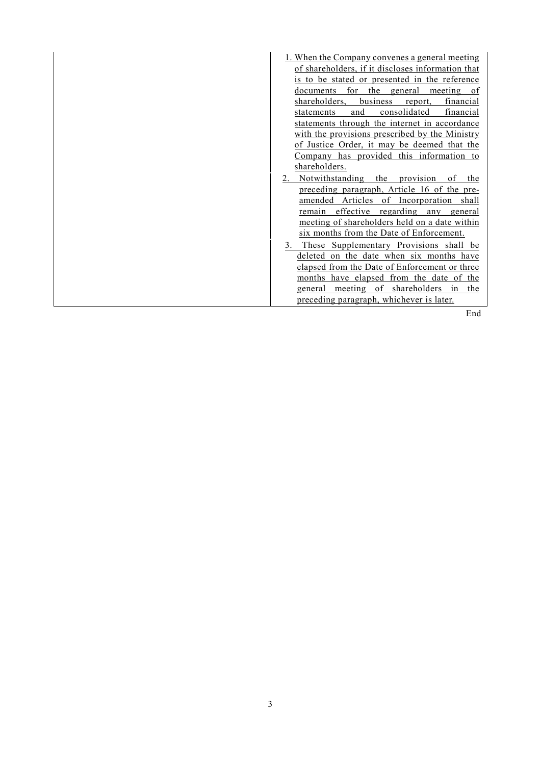| | |
|---|---|
| | 1. When the Company convenes a general meeting of shareholders, if it discloses information that is to be stated or presented in the reference documents for the general meeting of shareholders, business report, financial statements and consolidated financial statements through the internet in accordance with the provisions prescribed by the Ministry of Justice Order, it may be deemed that the Company has provided this information to shareholders.<br>2. Notwithstanding the provision of the preceding paragraph, Article 16 of the pre-amended Articles of Incorporation shall remain effective regarding any general meeting of shareholders held on a date within six months from the Date of Enforcement.<br>3. These Supplementary Provisions shall be deleted on the date when six months have elapsed from the Date of Enforcement or three months have elapsed from the date of the general meeting of shareholders in the preceding paragraph, whichever is later. |

End